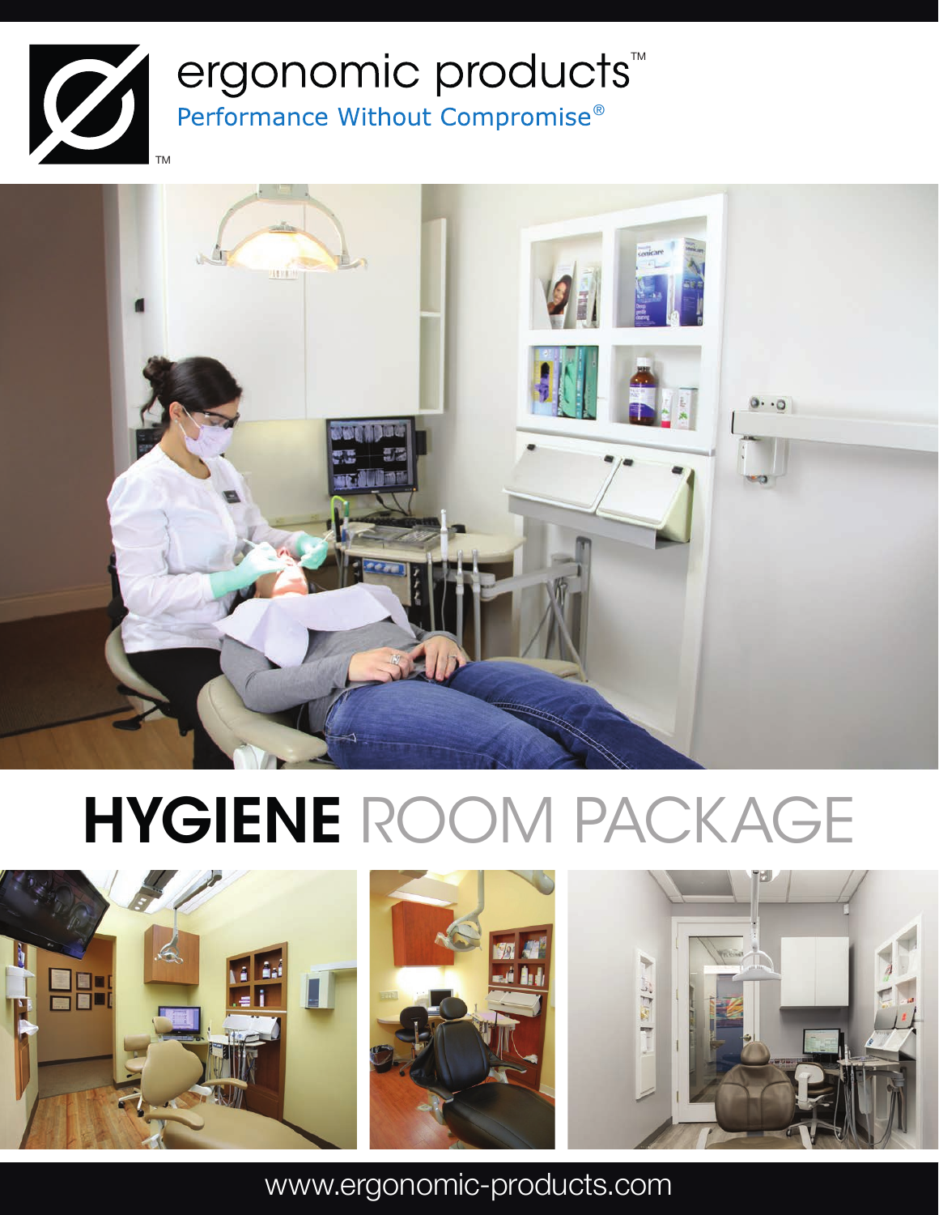ergonomic products™

Performance Without Compromise®

# HYGIENE ROOM PACKAGE

www.ergonomic-products.com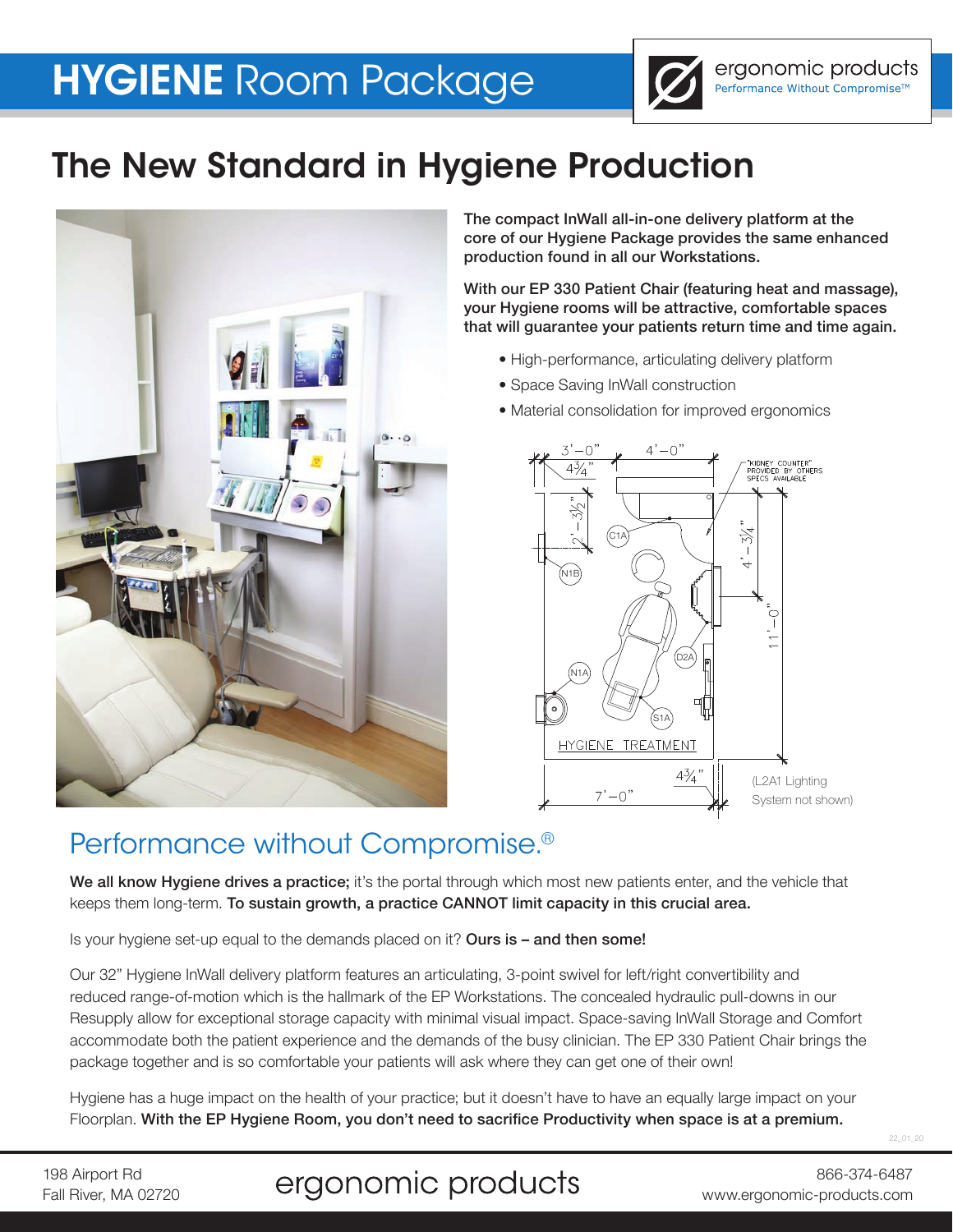# HYGIENE Room Package

ergonomic products
Performance Without Compromise™

## The New Standard in Hygiene Production

**The compact InWall all-in-one delivery platform at the core of our Hygiene Package provides the same enhanced production found in all our Workstations.**

**With our EP 330 Patient Chair (featuring heat and massage), your Hygiene rooms will be attractive, comfortable spaces that will guarantee your patients return time and time again.**

- High-performance, articulating delivery platform
- Space Saving InWall construction
- Material consolidation for improved ergonomics

3'–0"
4'–0"
4¾"
"KIDNEY COUNTER" PROVIDED BY OTHERS SPECS AVAILABLE
2'–3½"
4'–3¼"
11'–0"
C1A
N1B
D2A
N1A
S1A
HYGIENE TREATMENT
4¾"
7'–0"
(L2A1 Lighting System not shown)

## Performance without Compromise.®

**We all know Hygiene drives a practice;** it's the portal through which most new patients enter, and the vehicle that keeps them long-term. **To sustain growth, a practice CANNOT limit capacity in this crucial area.**

Is your hygiene set-up equal to the demands placed on it? **Ours is – and then some!**

Our 32" Hygiene InWall delivery platform features an articulating, 3-point swivel for left/right convertibility and reduced range-of-motion which is the hallmark of the EP Workstations. The concealed hydraulic pull-downs in our Resupply allow for exceptional storage capacity with minimal visual impact. Space-saving InWall Storage and Comfort accommodate both the patient experience and the demands of the busy clinician. The EP 330 Patient Chair brings the package together and is so comfortable your patients will ask where they can get one of their own!

Hygiene has a huge impact on the health of your practice; but it doesn't have to have an equally large impact on your Floorplan. **With the EP Hygiene Room, you don't need to sacrifice Productivity when space is at a premium.**

22_01_20

198 Airport Rd
Fall River, MA 02720

ergonomic products

866-374-6487
www.ergonomic-products.com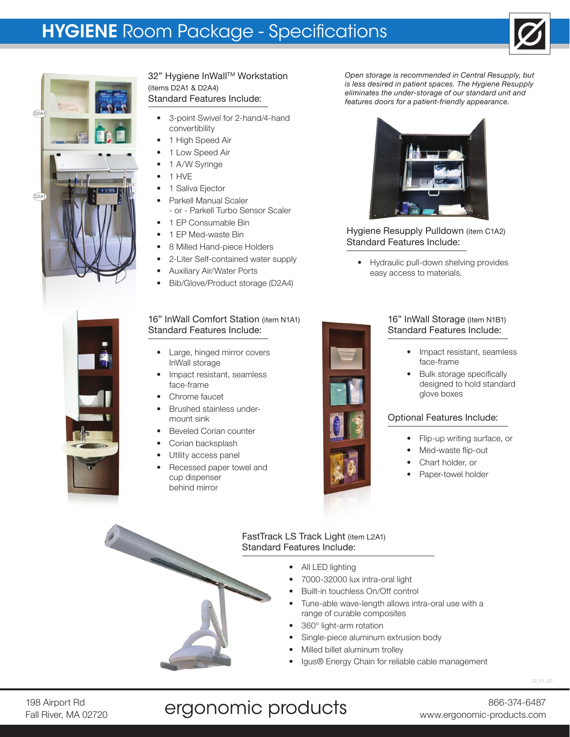# **HYGIENE** Room Package - Specifications

## 32" Hygiene InWall™ Workstation
(items D2A1 & D2A4)

Standard Features Include:

- 3-point Swivel for 2-hand/4-hand convertibility
- 1 High Speed Air
- 1 Low Speed Air
- 1 A/W Syringe
- 1 HVE
- 1 Saliva Ejector
- Parkell Manual Scaler
  - or - Parkell Turbo Sensor Scaler
- 1 EP Consumable Bin
- 1 EP Med-waste Bin
- 8 Milled Hand-piece Holders
- 2-Liter Self-contained water supply
- Auxiliary Air/Water Ports
- Bib/Glove/Product storage (D2A4)

*Open storage is recommended in Central Resupply, but is less desired in patient spaces. The Hygiene Resupply eliminates the under-storage of our standard unit and features doors for a patient-friendly appearance.*

## Hygiene Resupply Pulldown (item C1A2)

Standard Features Include:

- Hydraulic pull-down shelving provides easy access to materials.

## 16" InWall Comfort Station (item N1A1)

Standard Features Include:

- Large, hinged mirror covers InWall storage
- Impact resistant, seamless face-frame
- Chrome faucet
- Brushed stainless under-mount sink
- Beveled Corian counter
- Corian backsplash
- Utility access panel
- Recessed paper towel and cup dispenser behind mirror

## 16" InWall Storage (item N1B1)

Standard Features Include:

- Impact resistant, seamless face-frame
- Bulk storage specifically designed to hold standard glove boxes

Optional Features Include:

- Flip-up writing surface, or
- Med-waste flip-out
- Chart holder, or
- Paper-towel holder

## FastTrack LS Track Light (item L2A1)

Standard Features Include:

- All LED lighting
- 7000-32000 lux intra-oral light
- Built-in touchless On/Off control
- Tune-able wave-length allows intra-oral use with a range of curable composites
- 360° light-arm rotation
- Single-piece aluminum extrusion body
- Milled billet aluminum trolley
- Igus® Energy Chain for reliable cable management

22_01_20

198 Airport Rd
Fall River, MA 02720

ergonomic products

866-374-6487
www.ergonomic-products.com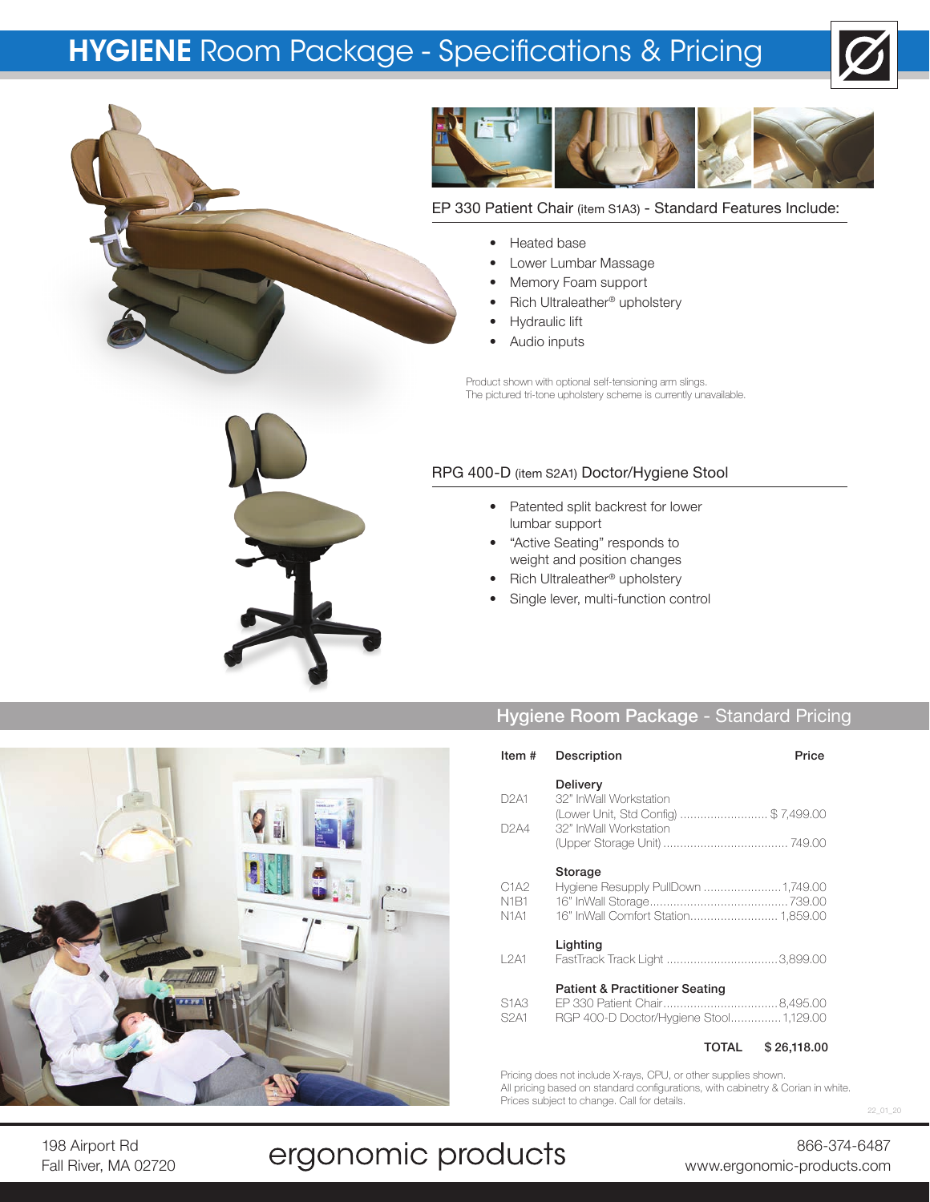# **HYGIENE** Room Package - Specifications & Pricing

## EP 330 Patient Chair (item S1A3) - Standard Features Include:

- Heated base
- Lower Lumbar Massage
- Memory Foam support
- Rich Ultraleather® upholstery
- Hydraulic lift
- Audio inputs

Product shown with optional self-tensioning arm slings.
The pictured tri-tone upholstery scheme is currently unavailable.

## RPG 400-D (item S2A1) Doctor/Hygiene Stool

- Patented split backrest for lower lumbar support
- "Active Seating" responds to weight and position changes
- Rich Ultraleather® upholstery
- Single lever, multi-function control

## Hygiene Room Package - Standard Pricing

| Item # | Description | Price |
|---|---|---|
| | **Delivery** | |
| D2A1 | 32" InWall Workstation (Lower Unit, Std Config) | $ 7,499.00 |
| D2A4 | 32" InWall Workstation (Upper Storage Unit) | 749.00 |
| | **Storage** | |
| C1A2 | Hygiene Resupply PullDown | 1,749.00 |
| N1B1 | 16" InWall Storage | 739.00 |
| N1A1 | 16" InWall Comfort Station | 1,859.00 |
| | **Lighting** | |
| L2A1 | FastTrack Track Light | 3,899.00 |
| | **Patient & Practitioner Seating** | |
| S1A3 | EP 330 Patient Chair | 8,495.00 |
| S2A1 | RGP 400-D Doctor/Hygiene Stool | 1,129.00 |
| | **TOTAL** | **$ 26,118.00** |

Pricing does not include X-rays, CPU, or other supplies shown.
All pricing based on standard configurations, with cabinetry & Corian in white.
Prices subject to change. Call for details.

22_01_20

198 Airport Rd
Fall River, MA 02720

ergonomic products

866-374-6487
www.ergonomic-products.com